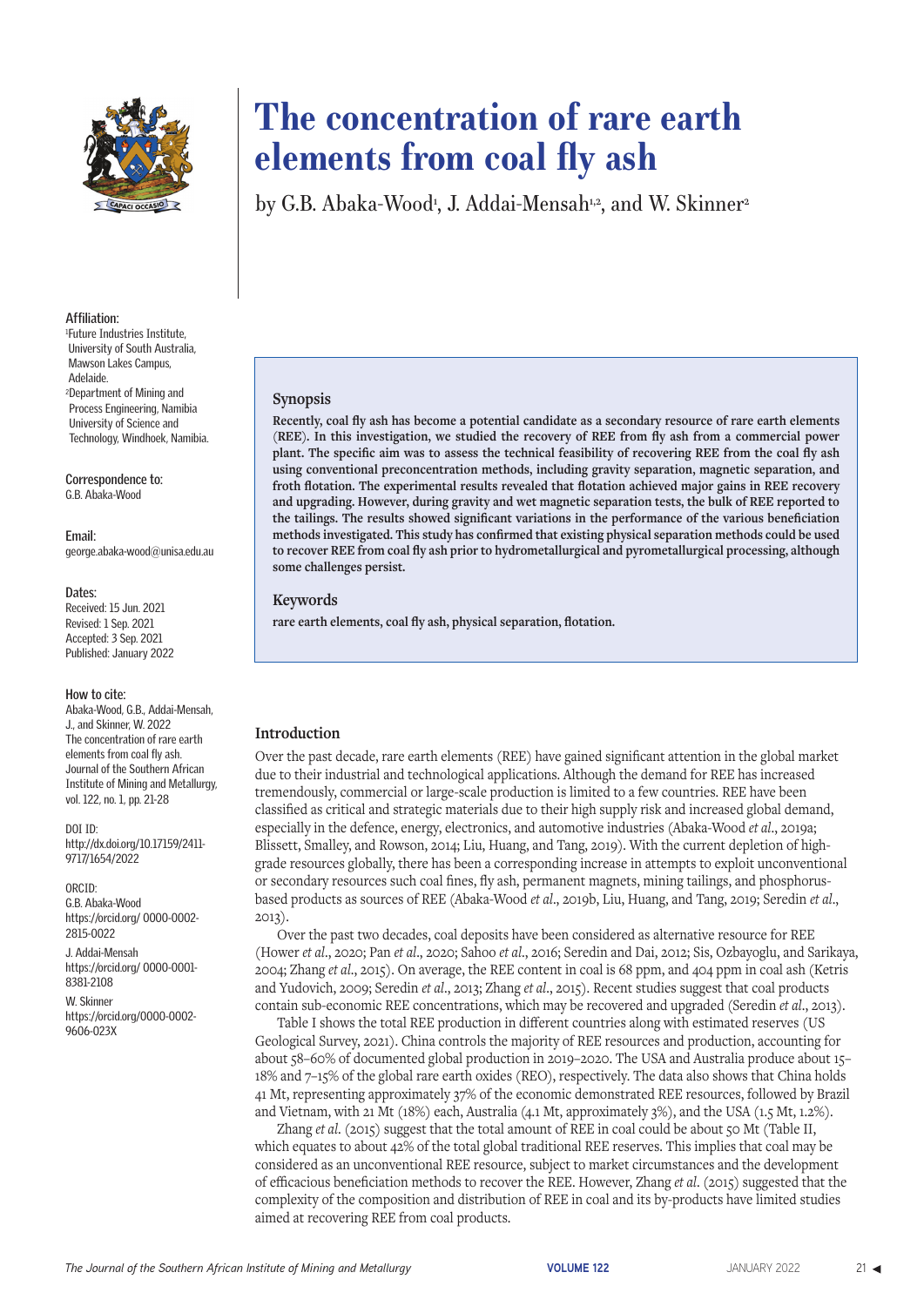# The concentration of rare earth elements from coal fly ash

by G.B. Abaka-Wood[1], J. Addai-Mensah[1,2], and W. Skinner[2]

**Affiliation:**
[1]Future Industries Institute, University of South Australia, Mawson Lakes Campus, Adelaide.
[2]Department of Mining and Process Engineering, Namibia University of Science and Technology, Windhoek, Namibia.

**Correspondence to:**
G.B. Abaka-Wood

**Email:**
george.abaka-wood@unisa.edu.au

**Dates:**
Received: 15 Jun. 2021
Revised: 1 Sep. 2021
Accepted: 3 Sep. 2021
Published: January 2022

**How to cite:**
Abaka-Wood, G.B., Addai-Mensah, J., and Skinner, W. 2022
The concentration of rare earth elements from coal fly ash.
Journal of the Southern African Institute of Mining and Metallurgy, vol. 122, no. 1, pp. 21-28

**DOI ID:**
http://dx.doi.org/10.17159/2411-9717/1654/2022

**ORCID:**
G.B. Abaka-Wood
https://orcid.org/ 0000-0002-2815-0022
J. Addai-Mensah
https://orcid.org/ 0000-0001-8381-2108
W. Skinner
https://orcid.org/0000-0002-9606-023X

## Synopsis

**Recently, coal fly ash has become a potential candidate as a secondary resource of rare earth elements (REE). In this investigation, we studied the recovery of REE from fly ash from a commercial power plant. The specific aim was to assess the technical feasibility of recovering REE from the coal fly ash using conventional preconcentration methods, including gravity separation, magnetic separation, and froth flotation. The experimental results revealed that flotation achieved major gains in REE recovery and upgrading. However, during gravity and wet magnetic separation tests, the bulk of REE reported to the tailings. The results showed significant variations in the performance of the various beneficiation methods investigated. This study has confirmed that existing physical separation methods could be used to recover REE from coal fly ash prior to hydrometallurgical and pyrometallurgical processing, although some challenges persist.**

## Keywords

**rare earth elements, coal fly ash, physical separation, flotation.**

## Introduction

Over the past decade, rare earth elements (REE) have gained significant attention in the global market due to their industrial and technological applications. Although the demand for REE has increased tremendously, commercial or large-scale production is limited to a few countries. REE have been classified as critical and strategic materials due to their high supply risk and increased global demand, especially in the defence, energy, electronics, and automotive industries (Abaka-Wood *et al*., 2019a; Blissett, Smalley, and Rowson, 2014; Liu, Huang, and Tang, 2019). With the current depletion of high-grade resources globally, there has been a corresponding increase in attempts to exploit unconventional or secondary resources such coal fines, fly ash, permanent magnets, mining tailings, and phosphorus-based products as sources of REE (Abaka-Wood *et al*., 2019b, Liu, Huang, and Tang, 2019; Seredin *et al*., 2013).

Over the past two decades, coal deposits have been considered as alternative resource for REE (Hower *et al*., 2020; Pan *et al*., 2020; Sahoo *et al*., 2016; Seredin and Dai, 2012; Sis, Ozbayoglu, and Sarikaya, 2004; Zhang *et al*., 2015). On average, the REE content in coal is 68 ppm, and 404 ppm in coal ash (Ketris and Yudovich, 2009; Seredin *et al*., 2013; Zhang *et al*., 2015). Recent studies suggest that coal products contain sub-economic REE concentrations, which may be recovered and upgraded (Seredin *et al*., 2013).

Table I shows the total REE production in different countries along with estimated reserves (US Geological Survey, 2021). China controls the majority of REE resources and production, accounting for about 58–60% of documented global production in 2019–2020. The USA and Australia produce about 15–18% and 7–15% of the global rare earth oxides (REO), respectively. The data also shows that China holds 41 Mt, representing approximately 37% of the economic demonstrated REE resources, followed by Brazil and Vietnam, with 21 Mt (18%) each, Australia (4.1 Mt, approximately 3%), and the USA (1.5 Mt, 1.2%).

Zhang *et al*. (2015) suggest that the total amount of REE in coal could be about 50 Mt (Table II, which equates to about 42% of the total global traditional REE reserves. This implies that coal may be considered as an unconventional REE resource, subject to market circumstances and the development of efficacious beneficiation methods to recover the REE. However, Zhang *et al*. (2015) suggested that the complexity of the composition and distribution of REE in coal and its by-products have limited studies aimed at recovering REE from coal products.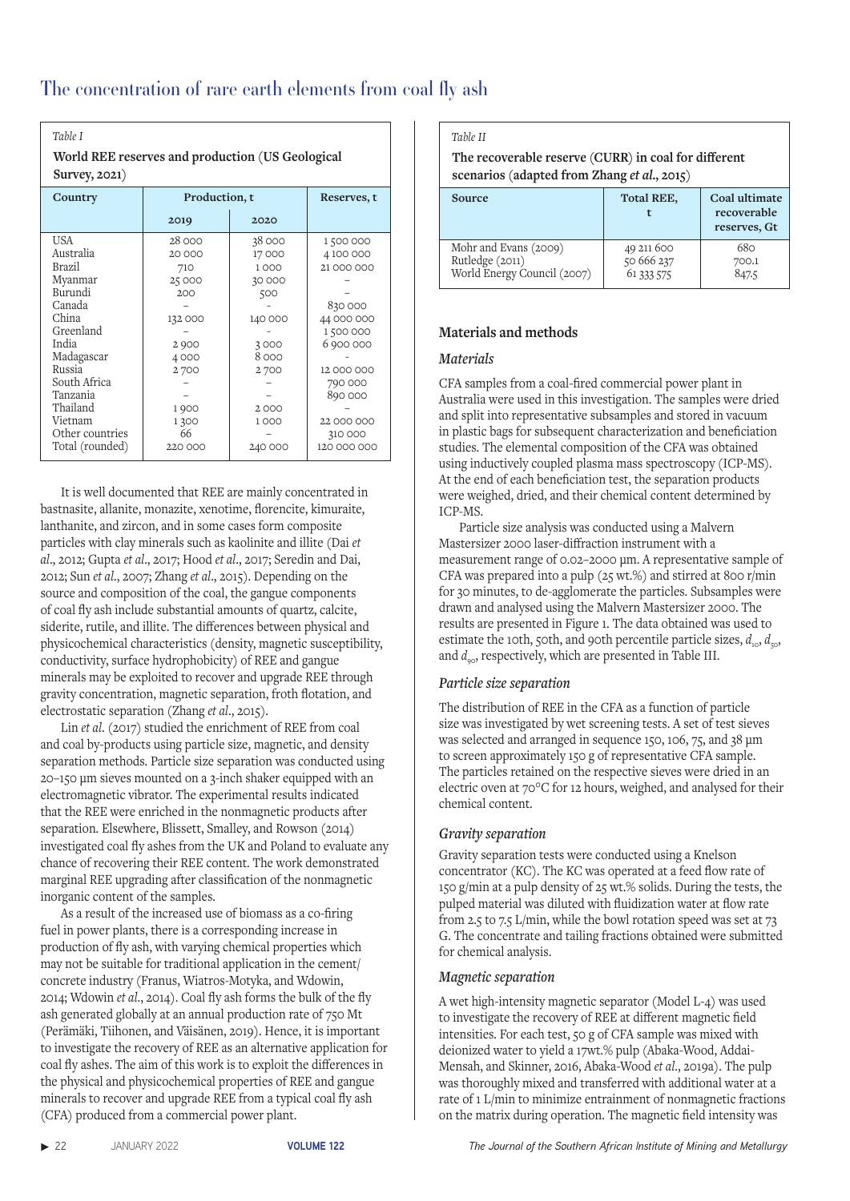Table I

**World REE reserves and production (US Geological Survey, 2021)**

| Country | Production, t | | Reserves, t |
|---|---|---|---|
| | 2019 | 2020 | |
| USA | 28 000 | 38 000 | 1 500 000 |
| Australia | 20 000 | 17 000 | 4 100 000 |
| Brazil | 710 | 1 000 | 21 000 000 |
| Myanmar | 25 000 | 30 000 | – |
| Burundi | 200 | 500 | – |
| Canada | – | - | 830 000 |
| China | 132 000 | 140 000 | 44 000 000 |
| Greenland | – | - | 1 500 000 |
| India | 2 900 | 3 000 | 6 900 000 |
| Madagascar | 4 000 | 8 000 | - |
| Russia | 2 700 | 2 700 | 12 000 000 |
| South Africa | – | – | 790 000 |
| Tanzania | – | – | 890 000 |
| Thailand | 1 900 | 2 000 | – |
| Vietnam | 1 300 | 1 000 | 22 000 000 |
| Other countries | 66 | – | 310 000 |
| Total (rounded) | 220 000 | 240 000 | 120 000 000 |

It is well documented that REE are mainly concentrated in bastnasite, allanite, monazite, xenotime, florencite, kimuraite, lanthanite, and zircon, and in some cases form composite particles with clay minerals such as kaolinite and illite (Dai *et al*., 2012; Gupta *et al*., 2017; Hood *et al*., 2017; Seredin and Dai, 2012; Sun *et al*., 2007; Zhang *et al*., 2015). Depending on the source and composition of the coal, the gangue components of coal fly ash include substantial amounts of quartz, calcite, siderite, rutile, and illite. The differences between physical and physicochemical characteristics (density, magnetic susceptibility, conductivity, surface hydrophobicity) of REE and gangue minerals may be exploited to recover and upgrade REE through gravity concentration, magnetic separation, froth flotation, and electrostatic separation (Zhang *et al*., 2015).

Lin *et al*. (2017) studied the enrichment of REE from coal and coal by-products using particle size, magnetic, and density separation methods. Particle size separation was conducted using 20–150 µm sieves mounted on a 3-inch shaker equipped with an electromagnetic vibrator. The experimental results indicated that the REE were enriched in the nonmagnetic products after separation. Elsewhere, Blissett, Smalley, and Rowson (2014) investigated coal fly ashes from the UK and Poland to evaluate any chance of recovering their REE content. The work demonstrated marginal REE upgrading after classification of the nonmagnetic inorganic content of the samples.

As a result of the increased use of biomass as a co-firing fuel in power plants, there is a corresponding increase in production of fly ash, with varying chemical properties which may not be suitable for traditional application in the cement/concrete industry (Franus, Wiatros-Motyka, and Wdowin, 2014; Wdowin *et al*., 2014). Coal fly ash forms the bulk of the fly ash generated globally at an annual production rate of 750 Mt (Perämäki, Tiihonen, and Väisänen, 2019). Hence, it is important to investigate the recovery of REE as an alternative application for coal fly ashes. The aim of this work is to exploit the differences in the physical and physicochemical properties of REE and gangue minerals to recover and upgrade REE from a typical coal fly ash (CFA) produced from a commercial power plant.

Table II

**The recoverable reserve (CURR) in coal for different scenarios (adapted from Zhang *et al*., 2015)**

| Source | Total REE, t | Coal ultimate recoverable reserves, Gt |
|---|---|---|
| Mohr and Evans (2009) | 49 211 600 | 680 |
| Rutledge (2011) | 50 666 237 | 700.1 |
| World Energy Council (2007) | 61 333 575 | 847.5 |

## Materials and methods

### *Materials*

CFA samples from a coal-fired commercial power plant in Australia were used in this investigation. The samples were dried and split into representative subsamples and stored in vacuum in plastic bags for subsequent characterization and beneficiation studies. The elemental composition of the CFA was obtained using inductively coupled plasma mass spectroscopy (ICP-MS). At the end of each beneficiation test, the separation products were weighed, dried, and their chemical content determined by ICP-MS.

Particle size analysis was conducted using a Malvern Mastersizer 2000 laser-diffraction instrument with a measurement range of 0.02–2000 µm. A representative sample of CFA was prepared into a pulp (25 wt.%) and stirred at 800 r/min for 30 minutes, to de-agglomerate the particles. Subsamples were drawn and analysed using the Malvern Mastersizer 2000. The results are presented in Figure 1. The data obtained was used to estimate the 10th, 50th, and 90th percentile particle sizes, $d_{10}$, $d_{50}$, and $d_{90}$, respectively, which are presented in Table III.

### *Particle size separation*

The distribution of REE in the CFA as a function of particle size was investigated by wet screening tests. A set of test sieves was selected and arranged in sequence 150, 106, 75, and 38 µm to screen approximately 150 g of representative CFA sample. The particles retained on the respective sieves were dried in an electric oven at 70°C for 12 hours, weighed, and analysed for their chemical content.

### *Gravity separation*

Gravity separation tests were conducted using a Knelson concentrator (KC). The KC was operated at a feed flow rate of 150 g/min at a pulp density of 25 wt.% solids. During the tests, the pulped material was diluted with fluidization water at flow rate from 2.5 to 7.5 L/min, while the bowl rotation speed was set at 73 G. The concentrate and tailing fractions obtained were submitted for chemical analysis.

### *Magnetic separation*

A wet high-intensity magnetic separator (Model L-4) was used to investigate the recovery of REE at different magnetic field intensities. For each test, 50 g of CFA sample was mixed with deionized water to yield a 17wt.% pulp (Abaka-Wood, Addai-Mensah, and Skinner, 2016, Abaka-Wood *et al*., 2019a). The pulp was thoroughly mixed and transferred with additional water at a rate of 1 L/min to minimize entrainment of nonmagnetic fractions on the matrix during operation. The magnetic field intensity was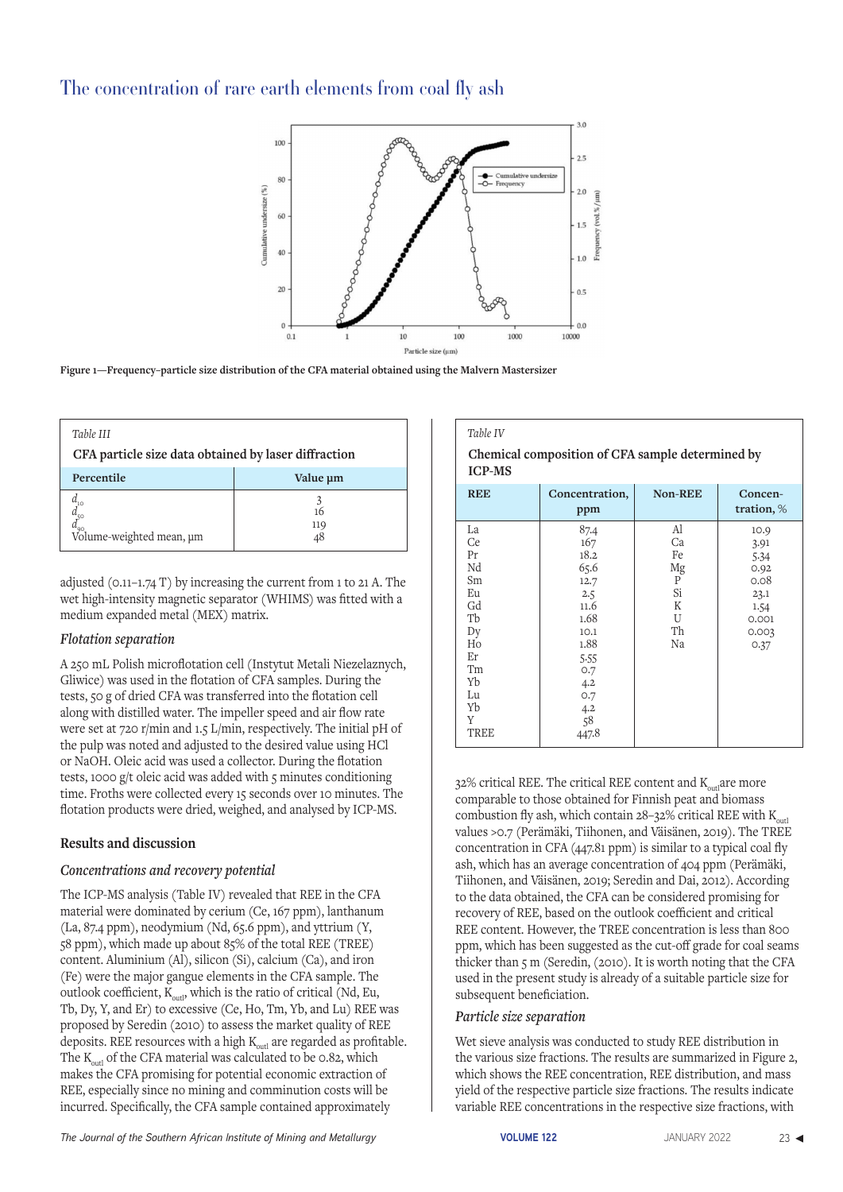# The concentration of rare earth elements from coal fly ash

Figure 1—Frequency-particle size distribution of the CFA material obtained using the Malvern Mastersizer

| *Table III* | |
|---|---|
| **CFA particle size data obtained by laser diffraction** | |
| **Percentile** | **Value µm** |
| $d_{10}$ | 3 |
| $d_{50}$ | 16 |
| $d_{90}$ | 119 |
| Volume-weighted mean, µm | 48 |

adjusted (0.11–1.74 T) by increasing the current from 1 to 21 A. The wet high-intensity magnetic separator (WHIMS) was fitted with a medium expanded metal (MEX) matrix.

### *Flotation separation*

A 250 mL Polish microflotation cell (Instytut Metali Niezelaznych, Gliwice) was used in the flotation of CFA samples. During the tests, 50 g of dried CFA was transferred into the flotation cell along with distilled water. The impeller speed and air flow rate were set at 720 r/min and 1.5 L/min, respectively. The initial pH of the pulp was noted and adjusted to the desired value using HCl or NaOH. Oleic acid was used a collector. During the flotation tests, 1000 g/t oleic acid was added with 5 minutes conditioning time. Froths were collected every 15 seconds over 10 minutes. The flotation products were dried, weighed, and analysed by ICP-MS.

## Results and discussion

### *Concentrations and recovery potential*

The ICP-MS analysis (Table IV) revealed that REE in the CFA material were dominated by cerium (Ce, 167 ppm), lanthanum (La, 87.4 ppm), neodymium (Nd, 65.6 ppm), and yttrium (Y, 58 ppm), which made up about 85% of the total REE (TREE) content. Aluminium (Al), silicon (Si), calcium (Ca), and iron (Fe) were the major gangue elements in the CFA sample. The outlook coefficient, $K_{outl}$, which is the ratio of critical (Nd, Eu, Tb, Dy, Y, and Er) to excessive (Ce, Ho, Tm, Yb, and Lu) REE was proposed by Seredin (2010) to assess the market quality of REE deposits. REE resources with a high $K_{outl}$ are regarded as profitable. The $K_{outl}$ of the CFA material was calculated to be 0.82, which makes the CFA promising for potential economic extraction of REE, especially since no mining and comminution costs will be incurred. Specifically, the CFA sample contained approximately

| *Table IV* | | | |
|---|---|---|---|
| **Chemical composition of CFA sample determined by ICP-MS** | | | |
| **REE** | **Concentration, ppm** | **Non-REE** | **Concentration, %** |
| La | 87.4 | Al | 10.9 |
| Ce | 167 | Ca | 3.91 |
| Pr | 18.2 | Fe | 5.34 |
| Nd | 65.6 | Mg | 0.92 |
| Sm | 12.7 | P | 0.08 |
| Eu | 2.5 | Si | 23.1 |
| Gd | 11.6 | K | 1.54 |
| Tb | 1.68 | U | 0.001 |
| Dy | 10.1 | Th | 0.003 |
| Ho | 1.88 | Na | 0.37 |
| Er | 5.55 | | |
| Tm | 0.7 | | |
| Yb | 4.2 | | |
| Lu | 0.7 | | |
| Yb | 4.2 | | |
| Y | 58 | | |
| TREE | 447.8 | | |

32% critical REE. The critical REE content and $K_{outl}$ are more comparable to those obtained for Finnish peat and biomass combustion fly ash, which contain 28–32% critical REE with $K_{outl}$ values >0.7 (Perämäki, Tiihonen, and Väisänen, 2019). The TREE concentration in CFA (447.81 ppm) is similar to a typical coal fly ash, which has an average concentration of 404 ppm (Perämäki, Tiihonen, and Väisänen, 2019; Seredin and Dai, 2012). According to the data obtained, the CFA can be considered promising for recovery of REE, based on the outlook coefficient and critical REE content. However, the TREE concentration is less than 800 ppm, which has been suggested as the cut-off grade for coal seams thicker than 5 m (Seredin, (2010). It is worth noting that the CFA used in the present study is already of a suitable particle size for subsequent beneficiation.

### *Particle size separation*

Wet sieve analysis was conducted to study REE distribution in the various size fractions. The results are summarized in Figure 2, which shows the REE concentration, REE distribution, and mass yield of the respective particle size fractions. The results indicate variable REE concentrations in the respective size fractions, with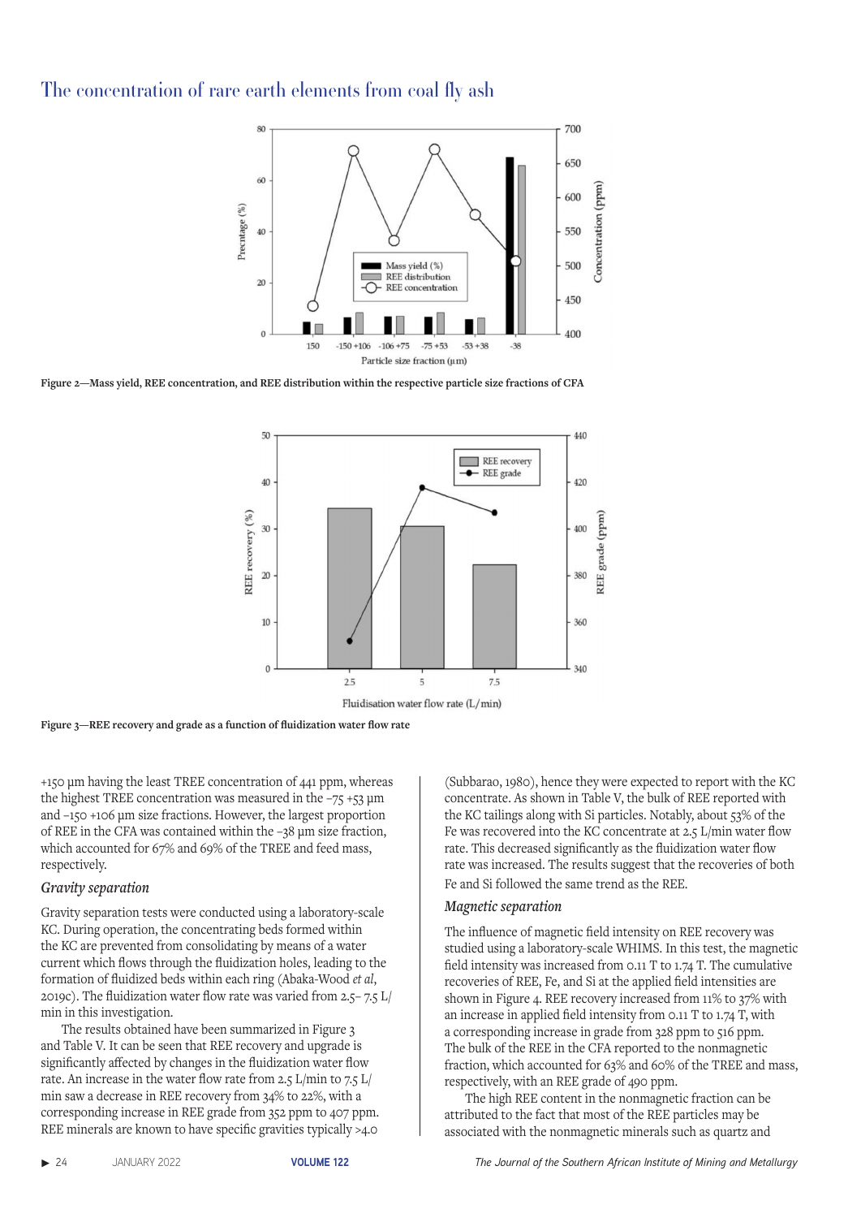Figure 2—Mass yield, REE concentration, and REE distribution within the respective particle size fractions of CFA

Figure 3—REE recovery and grade as a function of fluidization water flow rate

+150 µm having the least TREE concentration of 441 ppm, whereas the highest TREE concentration was measured in the −75 +53 µm and −150 +106 µm size fractions. However, the largest proportion of REE in the CFA was contained within the −38 µm size fraction, which accounted for 67% and 69% of the TREE and feed mass, respectively.

### *Gravity separation*

Gravity separation tests were conducted using a laboratory-scale KC. During operation, the concentrating beds formed within the KC are prevented from consolidating by means of a water current which flows through the fluidization holes, leading to the formation of fluidized beds within each ring (Abaka-Wood *et al*, 2019c). The fluidization water flow rate was varied from 2.5– 7.5 L/min in this investigation.

The results obtained have been summarized in Figure 3 and Table V. It can be seen that REE recovery and grade is significantly affected by changes in the fluidization water flow rate. An increase in the water flow rate from 2.5 L/min to 7.5 L/min saw a decrease in REE recovery from 34% to 22%, with a corresponding increase in REE grade from 352 ppm to 407 ppm. REE minerals are known to have specific gravities typically >4.0 (Subbarao, 1980), hence they were expected to report with the KC concentrate. As shown in Table V, the bulk of REE reported with the KC tailings along with Si particles. Notably, about 53% of the Fe was recovered into the KC concentrate at 2.5 L/min water flow rate. This decreased significantly as the fluidization water flow rate was increased. The results suggest that the recoveries of both Fe and Si followed the same trend as the REE.

### *Magnetic separation*

The influence of magnetic field intensity on REE recovery was studied using a laboratory-scale WHIMS. In this test, the magnetic field intensity was increased from 0.11 T to 1.74 T. The cumulative recoveries of REE, Fe, and Si at the applied field intensities are shown in Figure 4. REE recovery increased from 11% to 37% with an increase in applied field intensity from 0.11 T to 1.74 T, with a corresponding increase in grade from 328 ppm to 516 ppm. The bulk of the REE in the CFA reported to the nonmagnetic fraction, which accounted for 63% and 60% of the TREE and mass, respectively, with an REE grade of 490 ppm.

The high REE content in the nonmagnetic fraction can be attributed to the fact that most of the REE particles may be associated with the nonmagnetic minerals such as quartz and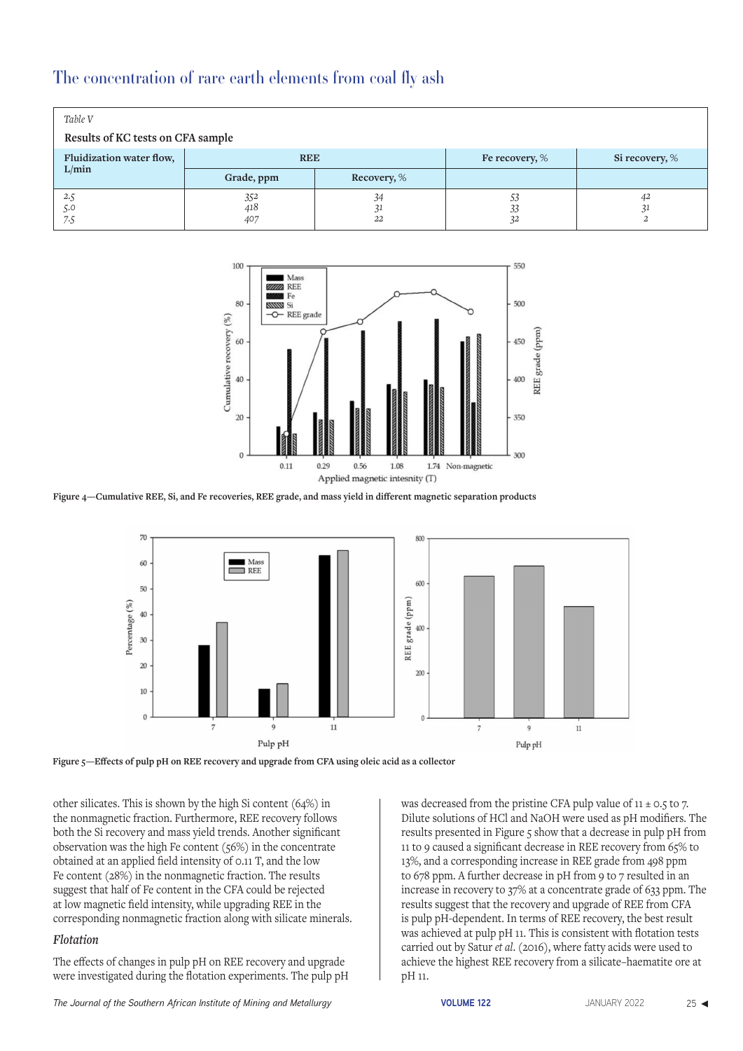Table V

Results of KC tests on CFA sample

| Fluidization water flow, L/min | REE | | Fe recovery, % | Si recovery, % |
|---|---|---|---|---|
| | Grade, ppm | Recovery, % | | |
| 2.5 | 352 | 34 | 53 | 42 |
| 5.0 | 418 | 31 | 33 | 31 |
| 7.5 | 407 | 22 | 32 | 2 |

Figure 4—Cumulative REE, Si, and Fe recoveries, REE grade, and mass yield in different magnetic separation products

Figure 5—Effects of pulp pH on REE recovery and upgrade from CFA using oleic acid as a collector

other silicates. This is shown by the high Si content (64%) in the nonmagnetic fraction. Furthermore, REE recovery follows both the Si recovery and mass yield trends. Another significant observation was the high Fe content (56%) in the concentrate obtained at an applied field intensity of 0.11 T, and the low Fe content (28%) in the nonmagnetic fraction. The results suggest that half of Fe content in the CFA could be rejected at low magnetic field intensity, while upgrading REE in the corresponding nonmagnetic fraction along with silicate minerals.

### *Flotation*

The effects of changes in pulp pH on REE recovery and upgrade were investigated during the flotation experiments. The pulp pH was decreased from the pristine CFA pulp value of 11 ± 0.5 to 7. Dilute solutions of HCl and NaOH were used as pH modifiers. The results presented in Figure 5 show that a decrease in pulp pH from 11 to 9 caused a significant decrease in REE recovery from 65% to 13%, and a corresponding increase in REE grade from 498 ppm to 678 ppm. A further decrease in pH from 9 to 7 resulted in an increase in recovery to 37% at a concentrate grade of 633 ppm. The results suggest that the recovery and upgrade of REE from CFA is pulp pH-dependent. In terms of REE recovery, the best result was achieved at pulp pH 11. This is consistent with flotation tests carried out by Satur *et al.* (2016), where fatty acids were used to achieve the highest REE recovery from a silicate–haematite ore at pH 11.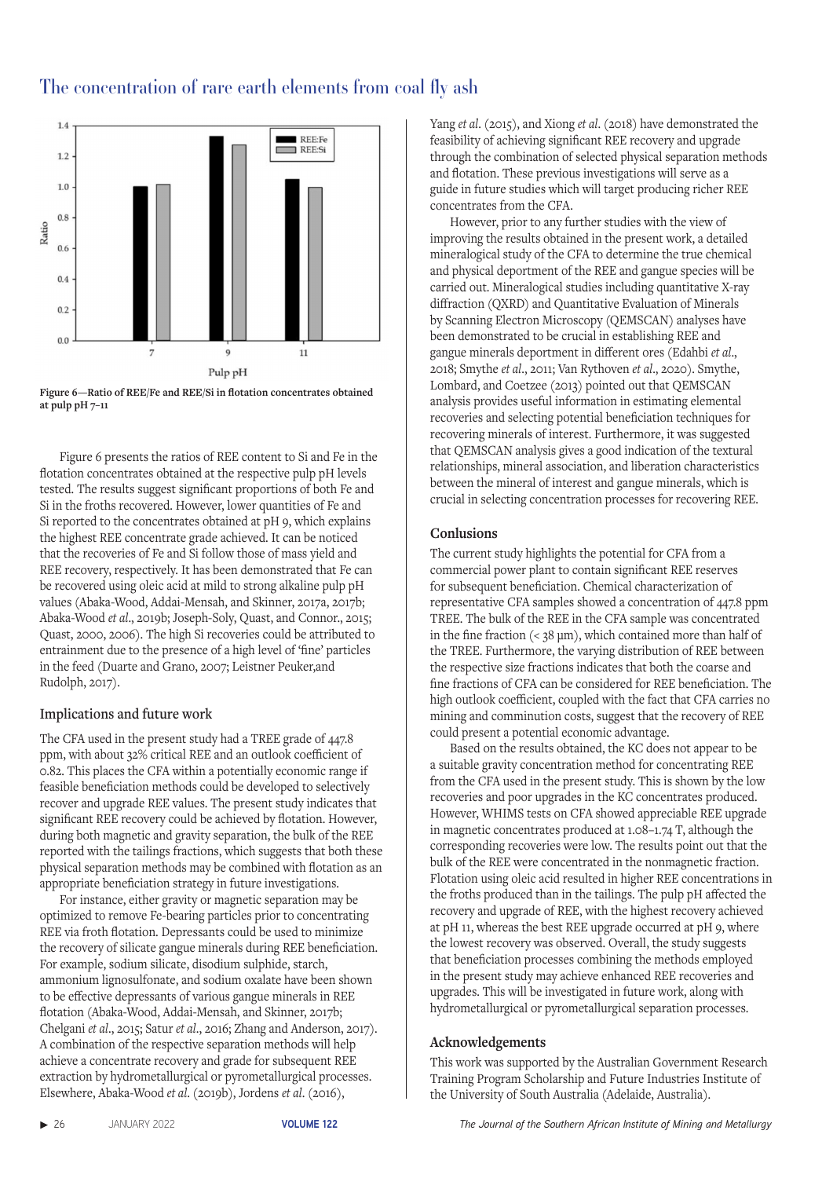Figure 6—Ratio of REE/Fe and REE/Si in flotation concentrates obtained at pulp pH 7–11

Figure 6 presents the ratios of REE content to Si and Fe in the flotation concentrates obtained at the respective pulp pH levels tested. The results suggest significant proportions of both Fe and Si in the froths recovered. However, lower quantities of Fe and Si reported to the concentrates obtained at pH 9, which explains the highest REE concentrate grade achieved. It can be noticed that the recoveries of Fe and Si follow those of mass yield and REE recovery, respectively. It has been demonstrated that Fe can be recovered using oleic acid at mild to strong alkaline pulp pH values (Abaka-Wood, Addai-Mensah, and Skinner, 2017a, 2017b; Abaka-Wood *et al.*, 2019b; Joseph-Soly, Quast, and Connor., 2015; Quast, 2000, 2006). The high Si recoveries could be attributed to entrainment due to the presence of a high level of 'fine' particles in the feed (Duarte and Grano, 2007; Leistner Peuker,and Rudolph, 2017).

## Implications and future work

The CFA used in the present study had a TREE grade of 447.8 ppm, with about 32% critical REE and an outlook coefficient of 0.82. This places the CFA within a potentially economic range if feasible beneficiation methods could be developed to selectively recover and upgrade REE values. The present study indicates that significant REE recovery could be achieved by flotation. However, during both magnetic and gravity separation, the bulk of the REE reported with the tailings fractions, which suggests that both these physical separation methods may be combined with flotation as an appropriate beneficiation strategy in future investigations.

For instance, either gravity or magnetic separation may be optimized to remove Fe-bearing particles prior to concentrating REE via froth flotation. Depressants could be used to minimize the recovery of silicate gangue minerals during REE beneficiation. For example, sodium silicate, disodium sulphide, starch, ammonium lignosulfonate, and sodium oxalate have been shown to be effective depressants of various gangue minerals in REE flotation (Abaka-Wood, Addai-Mensah, and Skinner, 2017b; Chelgani *et al.*, 2015; Satur *et al.*, 2016; Zhang and Anderson, 2017). A combination of the respective separation methods will help achieve a concentrate recovery and grade for subsequent REE extraction by hydrometallurgical or pyrometallurgical processes. Elsewhere, Abaka-Wood *et al.* (2019b), Jordens *et al.* (2016), Yang *et al.* (2015), and Xiong *et al.* (2018) have demonstrated the feasibility of achieving significant REE recovery and upgrade through the combination of selected physical separation methods and flotation. These previous investigations will serve as a guide in future studies which will target producing richer REE concentrates from the CFA.

However, prior to any further studies with the view of improving the results obtained in the present work, a detailed mineralogical study of the CFA to determine the true chemical and physical deportment of the REE and gangue species will be carried out. Mineralogical studies including quantitative X-ray diffraction (QXRD) and Quantitative Evaluation of Minerals by Scanning Electron Microscopy (QEMSCAN) analyses have been demonstrated to be crucial in establishing REE and gangue minerals deportment in different ores (Edahbi *et al.*, 2018; Smythe *et al.*, 2011; Van Rythoven *et al.*, 2020). Smythe, Lombard, and Coetzee (2013) pointed out that QEMSCAN analysis provides useful information in estimating elemental recoveries and selecting potential beneficiation techniques for recovering minerals of interest. Furthermore, it was suggested that QEMSCAN analysis gives a good indication of the textural relationships, mineral association, and liberation characteristics between the mineral of interest and gangue minerals, which is crucial in selecting concentration processes for recovering REE.

## Conlusions

The current study highlights the potential for CFA from a commercial power plant to contain significant REE reserves for subsequent beneficiation. Chemical characterization of representative CFA samples showed a concentration of 447.8 ppm TREE. The bulk of the REE in the CFA sample was concentrated in the fine fraction (< 38 µm), which contained more than half of the TREE. Furthermore, the varying distribution of REE between the respective size fractions indicates that both the coarse and fine fractions of CFA can be considered for REE beneficiation. The high outlook coefficient, coupled with the fact that CFA carries no mining and comminution costs, suggest that the recovery of REE could present a potential economic advantage.

Based on the results obtained, the KC does not appear to be a suitable gravity concentration method for concentrating REE from the CFA used in the present study. This is shown by the low recoveries and poor upgrades in the KC concentrates produced. However, WHIMS tests on CFA showed appreciable REE upgrade in magnetic concentrates produced at 1.08–1.74 T, although the corresponding recoveries were low. The results point out that the bulk of the REE were concentrated in the nonmagnetic fraction. Flotation using oleic acid resulted in higher REE concentrations in the froths produced than in the tailings. The pulp pH affected the recovery and upgrade of REE, with the highest recovery achieved at pH 11, whereas the best REE upgrade occurred at pH 9, where the lowest recovery was observed. Overall, the study suggests that beneficiation processes combining the methods employed in the present study may achieve enhanced REE recoveries and upgrades. This will be investigated in future work, along with hydrometallurgical or pyrometallurgical separation processes.

## Acknowledgements

This work was supported by the Australian Government Research Training Program Scholarship and Future Industries Institute of the University of South Australia (Adelaide, Australia).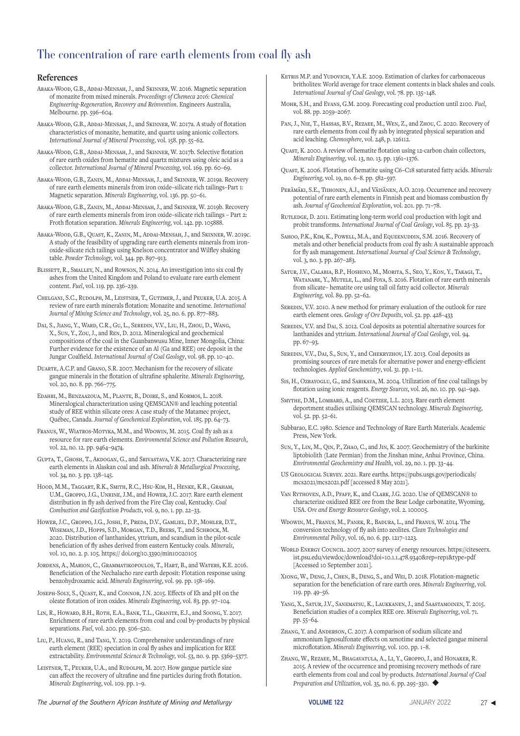## References

Abaka-Wood, G.B., Addai-Mensah, J., and Skinner, W. 2016. Magnetic separation of monazite from mixed minerals. *Proceedings of Chemeca 2016: Chemical Engineering-Regeneration, Recovery and Reinvention*. Engineers Australia, Melbourne. pp. 596–604.

Abaka-Wood, G.B., Addai-Mensah, J., and Skinner, W. 2017a. A study of flotation characteristics of monazite, hematite, and quartz using anionic collectors. *International Journal of Mineral Processing*, vol. 158. pp. 55–62.

Abaka-Wood, G.B., Addai-Mensah, J., and Skinner, W. 2017b. Selective flotation of rare earth oxides from hematite and quartz mixtures using oleic acid as a collector. *International Journal of Mineral Processing*, vol. 169. pp. 60–69.

Abaka-Wood, G.B., Zanin, M., Addai-Mensah, J., and Skinner, W. 2019a. Recovery of rare earth elements minerals from iron oxide–silicate rich tailings–Part 1: Magnetic separation. *Minerals Engineering*, vol. 136. pp. 50–61.

Abaka-Wood, G.B., Zanin, M., Addai-Mensah, J., and Skinner, W. 2019b. Recovery of rare earth elements minerals from iron oxide–silicate rich tailings – Part 2: Froth flotation separation. *Minerals Engineering*, vol. 142. pp. 105888.

Abaka-Wood, G.B., Quast, K., Zanin, M., Addai-Mensah, J., and Skinner, W. 2019c. A study of the feasibility of upgrading rare earth elements minerals from iron-oxide-silicate rich tailings using Knelson concentrator and Wilfley shaking table. *Powder Technology*, vol. 344. pp. 897–913.

Blissett, R., Smalley, N., and Rowson, N. 2014. An investigation into six coal fly ashes from the United Kingdom and Poland to evaluate rare earth element content. *Fuel*, vol. 119. pp. 236–239.

Chelgani, S.C., Rudolph, M., Leistner, T., Gutzmer, J., and Peuker, U.A. 2015. A review of rare earth minerals flotation: Monazite and xenotime. *International Journal of Mining Science and Technology*, vol. 25, no. 6. pp. 877–883.

Dai, S., Jiang, Y., Ward, C.R., Gu, L., Seredin, V.V., Liu, H., Zhou, D., Wang, X., Sun, Y., Zou, J., and Ren, D. 2012. Mineralogical and geochemical compositions of the coal in the Guanbanwusu Mine, Inner Mongolia, China: Further evidence for the existence of an Al (Ga and REE) ore deposit in the Jungar Coalfield. *International Journal of Coal Geology*, vol. 98. pp. 10–40.

Duarte, A.C.P. and Grano, S.R. 2007. Mechanism for the recovery of silicate gangue minerals in the flotation of ultrafine sphalerite. *Minerals Engineering*, vol. 20, no. 8. pp. 766–775.

Edahbi, M., Benzaazoua, M., Plante, B., Doire, S., and Kormos, L. 2018. Mineralogical characterization using QEMSCAN® and leaching potential study of REE within silicate ores: A case study of the Matamec project, Québec, Canada. *Journal of Geochemical Exploration*, vol. 185. pp. 64–73.

Franus, W., Wiatros-Motyka, M.M., and Wdowin, M. 2015. Coal fly ash as a resource for rare earth elements. *Environmental Science and Pollution Research*, vol. 22, no. 12. pp. 9464–9474.

Gupta, T., Ghosh, T., Akdogan, G., and Srivastava, V.K. 2017. Characterizing rare earth elements in Alaskan coal and ash. *Minerals & Metallurgical Processing*, vol. 34, no. 3. pp. 138–145.

Hood, M.M., Taggart, R.K., Smith, R.C., Hsu-Kim, H., Henke, K.R., Graham, U.M., Groppo, J.G., Unrine, J.M., and Hower, J.C. 2017. Rare earth element distribution in fly ash derived from the Fire Clay coal, Kentucky. *Coal Combustion and Gasification Products*, vol. 9, no. 1. pp. 22–33.

Hower, J.C., Groppo, J.G., Joshi, P., Preda, D.V., Gamliel, D.P., Mohler, D.T., Wiseman, J.D., Hopps, S.D., Morgan, T.D., Beers, T., and Schrock, M. 2020. Distribution of lanthanides, yttrium, and scandium in the pilot-scale beneficiation of fly ashes derived from eastern Kentucky coals. *Minerals*, vol. 10, no. 2. p. 105. https:// doi.org/10.3390/min10020105

Jordens, A., Marion, C., Grammatikopoulos, T., Hart, B., and Waters, K.E. 2016. Beneficiation of the Nechalacho rare earth deposit: Flotation response using benzohydroxamic acid. *Minerals Engineering*, vol. 99. pp. 158–169.

Joseph-Soly, S., Quast, K., and Connor, J.N. 2015. Effects of Eh and pH on the oleate flotation of iron oxides. *Minerals Engineering*, vol. 83. pp. 97–104.

Lin, R., Howard, B.H., Roth, E.A., Bank, T.L., Granite, E.J., and Soong, Y. 2017. Enrichment of rare earth elements from coal and coal by-products by physical separations. *Fuel*, vol. 200. pp. 506–520.

Liu, P., Huang, R., and Tang, Y. 2019. Comprehensive understandings of rare earth element (REE) speciation in coal fly ashes and implication for REE extractability. *Environmental Science & Technology*, vol. 53, no. 9. pp. 5369–5377.

Leistner, T., Peuker, U.A., and Rudolph, M. 2017. How gangue particle size can affect the recovery of ultrafine and fine particles during froth flotation. *Minerals Engineering*, vol. 109. pp. 1–9.

Ketris M.P. and Yudovich, Y.A.E. 2009. Estimation of clarkes for carbonaceous biolithes: World average for trace element contents in black shales and coals. *International Journal of Coal Geology*, vol. 78. pp. 135–148.

Mohr, S.H., and Evans, G.M. 2009. Forecasting coal production until 2100. *Fuel*, vol. 88. pp. 2059–2067.

Pan, J., Nie, T., Hassas, B.V., Rezaee, M., Wen, Z., and Zhou, C. 2020. Recovery of rare earth elements from coal fly ash by integrated physical separation and acid leaching. *Chemosphere*, vol. 248, p. 126112.

Quast, K. 2000. A review of hematite flotation using 12-carbon chain collectors, *Minerals Engineering*, vol. 13, no. 13. pp. 1361–1376.

Quast, K. 2006. Flotation of hematite using C6–C18 saturated fatty acids. *Minerals Engineering*, vol. 19, no. 6–8. pp. 582–597.

Perämäki, S.E., Tiihonen, A.J., and Väisänen, A.O. 2019. Occurrence and recovery potential of rare earth elements in Finnish peat and biomass combustion fly ash. *Journal of Geochemical Exploration*, vol. 201. pp. 71–78.

Rutledge, D. 2011. Estimating long-term world coal production with logit and probit transforms. *International Journal of Coal Geology*, vol. 85. pp. 23–33.

Sahoo, P.K., Kim, K., Powell, M.A., and Equeenuddin, S.M. 2016. Recovery of metals and other beneficial products from coal fly ash: A sustainable approach for fly ash management. *International Journal of Coal Science & Technology*, vol. 3, no. 3. pp. 267–283.

Satur, J.V., Calabia, B.P., Hoshino, M., Morita, S., Seo, Y., Kon, Y., Takagi, T., Watanabe, Y., Mutele, L., and Foya, S. 2016. Flotation of rare earth minerals from silicate– hematite ore using tall oil fatty acid collector. *Minerals Engineering*, vol. 89. pp. 52–62.

Seredin, V.V. 2010. A new method for primary evaluation of the outlook for rare earth element ores. *Geology of Ore Deposits*, vol. 52. pp. 428–433

Seredin, V.V. and Dai, S. 2012. Coal deposits as potential alternative sources for lanthanides and yttrium. *International Journal of Coal Geology*, vol. 94. pp. 67–93.

Seredin, V.V., Dai, S., Sun, Y., and Chekryzhov, I.Y. 2013. Coal deposits as promising sources of rare metals for alternative power and energy-efficient technologies. *Applied Geochemistry*, vol. 31. pp. 1–11.

Sis, H., Ozbayoglu, G., and Sarikaya, M. 2004. Utilization of fine coal tailings by flotation using ionic reagents. *Energy Sources*, vol. 26, no. 10. pp. 941–949.

Smythe, D.M., Lombard, A., and Coetzee, L.L. 2013. Rare earth element deportment studies utilising QEMSCAN technology. *Minerals Engineering*, vol. 52. pp. 52–61.

Subbarao, E.C. 1980. Science and Technology of Rare Earth Materials. Academic Press, New York.

Sun, Y., Lin, M., Qin, P., Zhao, C., and Jin, K. 2007. Geochemistry of the barkinite liptobiolith (Late Permian) from the Jinshan mine, Anhui Province, China. *Environmental Geochemistry and Health*, vol. 29, no. 1. pp. 33–44.

US Geological Survey. 2021. Rare earths. https://pubs.usgs.gov/periodicals/mcs2021/mcs2021.pdf [accessed 8 May 2021].

Van Rythoven, A.D., Pfaff, K., and Clark, J.G. 2020. Use of QEMSCAN® to characterize oxidized REE ore from the Bear Lodge carbonatite, Wyoming, USA. *Ore and Energy Resource Geology*, vol. 2. 100005.

Wdowin, M., Franus, M., Panek, R., Badura, L., and Franus, W. 2014. The conversion technology of fly ash into zeolites. *Clean Technologies and Environmental Policy*, vol. 16, no. 6. pp. 1217–1223.

World Energy Council. 2007. 2007 survey of energy resources. https://citeseerx.ist.psu.edu/viewdoc/download?doi=10.1.1.478.9340&rep=rep1&type=pdf [Accessed 10 September 2021].

Xiong, W., Deng, J., Chen, B., Deng, S., and Wei, D. 2018. Flotation-magnetic separation for the beneficiation of rare earth ores. *Minerals Engineering*, vol. 119. pp. 49–56.

Yang, X., Satur, J.V., Sanematsu, K., Laukkanen, J., and Saastamoinen, T. 2015. Beneficiation studies of a complex REE ore. *Minerals Engineering*, vol. 71. pp. 55–64.

Zhang, Y. and Anderson, C. 2017. A comparison of sodium silicate and ammonium lignosulfonate effects on xenotime and selected gangue mineral microflotation. *Minerals Engineering*, vol. 100. pp. 1–8.

Zhang, W., Rezaee, M., Bhagavatula, A., Li, Y., Groppo, J., and Honaker, R. 2015. A review of the occurrence and promising recovery methods of rare earth elements from coal and coal by-products. *International Journal of Coal Preparation and Utilization*, vol. 35, no. 6. pp. 295–330. ◆